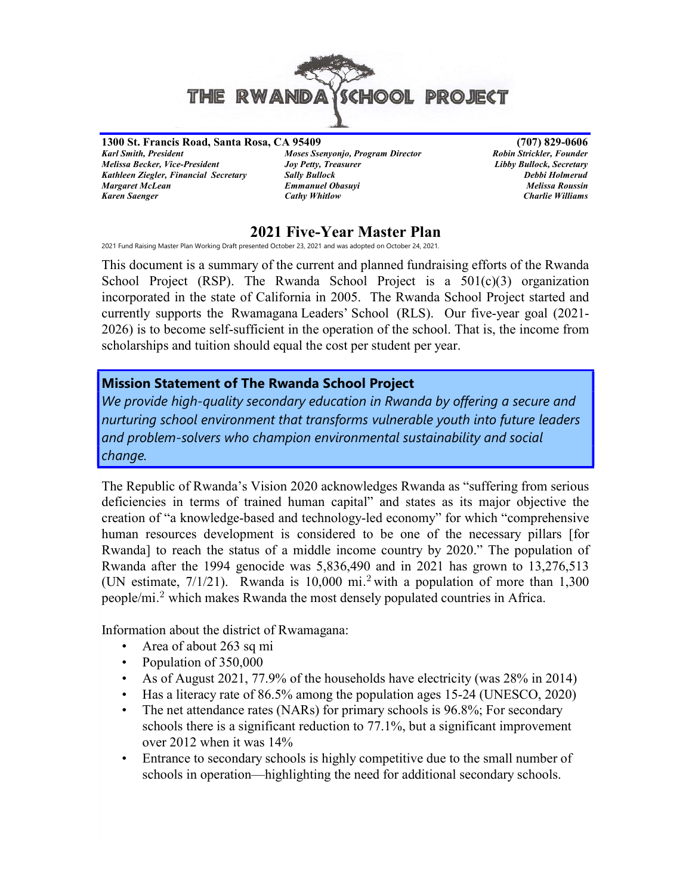# THE RWANDA SCHOOL PROJECT

**1300 St. Francis Road, Santa Rosa, CA 95409** **(707) 829-0606**

| | | |
|---|---|---|
| ***Karl Smith, President*** | ***Moses Ssenyonjo, Program Director*** | ***Robin Strickler, Founder*** |
| ***Melissa Becker, Vice-President*** | ***Joy Petty, Treasurer*** | ***Libby Bullock, Secretary*** |
| ***Kathleen Ziegler, Financial Secretary*** | ***Sally Bullock*** | ***Debbi Holmerud*** |
| ***Margaret McLean*** | ***Emmanuel Obasuyi*** | ***Melissa Roussin*** |
| ***Karen Saenger*** | ***Cathy Whitlow*** | ***Charlie Williams*** |

## 2021 Five-Year Master Plan

2021 Fund Raising Master Plan Working Draft presented October 23, 2021 and was adopted on October 24, 2021.

This document is a summary of the current and planned fundraising efforts of the Rwanda School Project (RSP). The Rwanda School Project is a 501(c)(3) organization incorporated in the state of California in 2005. The Rwanda School Project started and currently supports the Rwamagana Leaders' School (RLS). Our five-year goal (2021-2026) is to become self-sufficient in the operation of the school. That is, the income from scholarships and tuition should equal the cost per student per year.

### Mission Statement of The Rwanda School Project

*We provide high-quality secondary education in Rwanda by offering a secure and nurturing school environment that transforms vulnerable youth into future leaders and problem-solvers who champion environmental sustainability and social change.*

The Republic of Rwanda's Vision 2020 acknowledges Rwanda as "suffering from serious deficiencies in terms of trained human capital" and states as its major objective the creation of "a knowledge-based and technology-led economy" for which "comprehensive human resources development is considered to be one of the necessary pillars [for Rwanda] to reach the status of a middle income country by 2020." The population of Rwanda after the 1994 genocide was 5,836,490 and in 2021 has grown to 13,276,513 (UN estimate, 7/1/21). Rwanda is 10,000 $mi.^2$ with a population of more than 1,300 $people/mi.^2$ which makes Rwanda the most densely populated countries in Africa.

Information about the district of Rwamagana:

- Area of about 263 sq mi
- Population of 350,000
- As of August 2021, 77.9% of the households have electricity (was 28% in 2014)
- Has a literacy rate of 86.5% among the population ages 15-24 (UNESCO, 2020)
- The net attendance rates (NARs) for primary schools is 96.8%; For secondary schools there is a significant reduction to 77.1%, but a significant improvement over 2012 when it was 14%
- Entrance to secondary schools is highly competitive due to the small number of schools in operation—highlighting the need for additional secondary schools.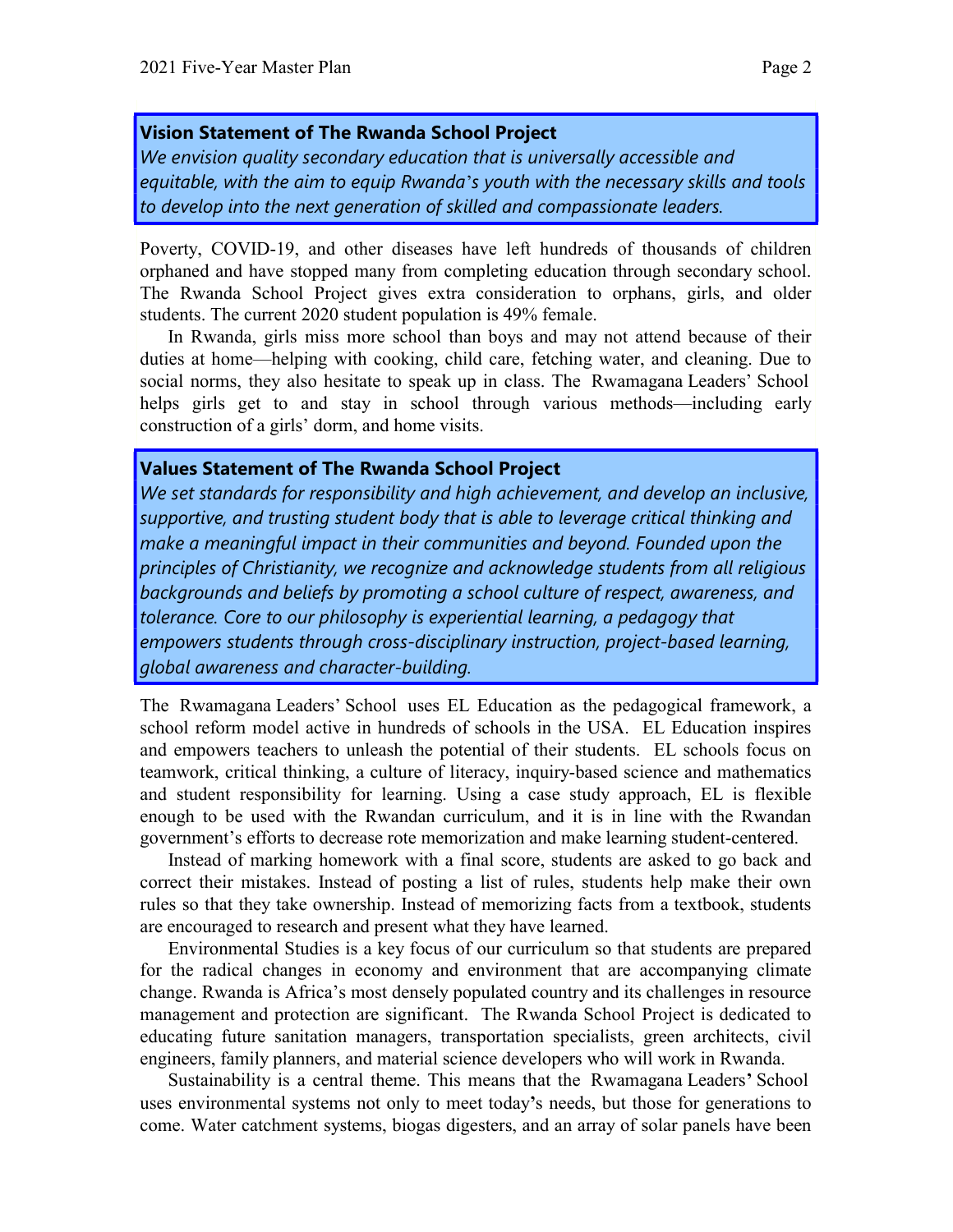**Vision Statement of The Rwanda School Project**

*We envision quality secondary education that is universally accessible and equitable, with the aim to equip Rwanda's youth with the necessary skills and tools to develop into the next generation of skilled and compassionate leaders.*

Poverty, COVID-19, and other diseases have left hundreds of thousands of children orphaned and have stopped many from completing education through secondary school. The Rwanda School Project gives extra consideration to orphans, girls, and older students. The current 2020 student population is 49% female.

In Rwanda, girls miss more school than boys and may not attend because of their duties at home—helping with cooking, child care, fetching water, and cleaning. Due to social norms, they also hesitate to speak up in class. The Rwamagana Leaders' School helps girls get to and stay in school through various methods—including early construction of a girls' dorm, and home visits.

**Values Statement of The Rwanda School Project**

*We set standards for responsibility and high achievement, and develop an inclusive, supportive, and trusting student body that is able to leverage critical thinking and make a meaningful impact in their communities and beyond. Founded upon the principles of Christianity, we recognize and acknowledge students from all religious backgrounds and beliefs by promoting a school culture of respect, awareness, and tolerance. Core to our philosophy is experiential learning, a pedagogy that empowers students through cross-disciplinary instruction, project-based learning, global awareness and character-building.*

The Rwamagana Leaders' School uses EL Education as the pedagogical framework, a school reform model active in hundreds of schools in the USA. EL Education inspires and empowers teachers to unleash the potential of their students. EL schools focus on teamwork, critical thinking, a culture of literacy, inquiry-based science and mathematics and student responsibility for learning. Using a case study approach, EL is flexible enough to be used with the Rwandan curriculum, and it is in line with the Rwandan government's efforts to decrease rote memorization and make learning student-centered.

Instead of marking homework with a final score, students are asked to go back and correct their mistakes. Instead of posting a list of rules, students help make their own rules so that they take ownership. Instead of memorizing facts from a textbook, students are encouraged to research and present what they have learned.

Environmental Studies is a key focus of our curriculum so that students are prepared for the radical changes in economy and environment that are accompanying climate change. Rwanda is Africa's most densely populated country and its challenges in resource management and protection are significant. The Rwanda School Project is dedicated to educating future sanitation managers, transportation specialists, green architects, civil engineers, family planners, and material science developers who will work in Rwanda.

Sustainability is a central theme. This means that the Rwamagana Leaders' School uses environmental systems not only to meet today's needs, but those for generations to come. Water catchment systems, biogas digesters, and an array of solar panels have been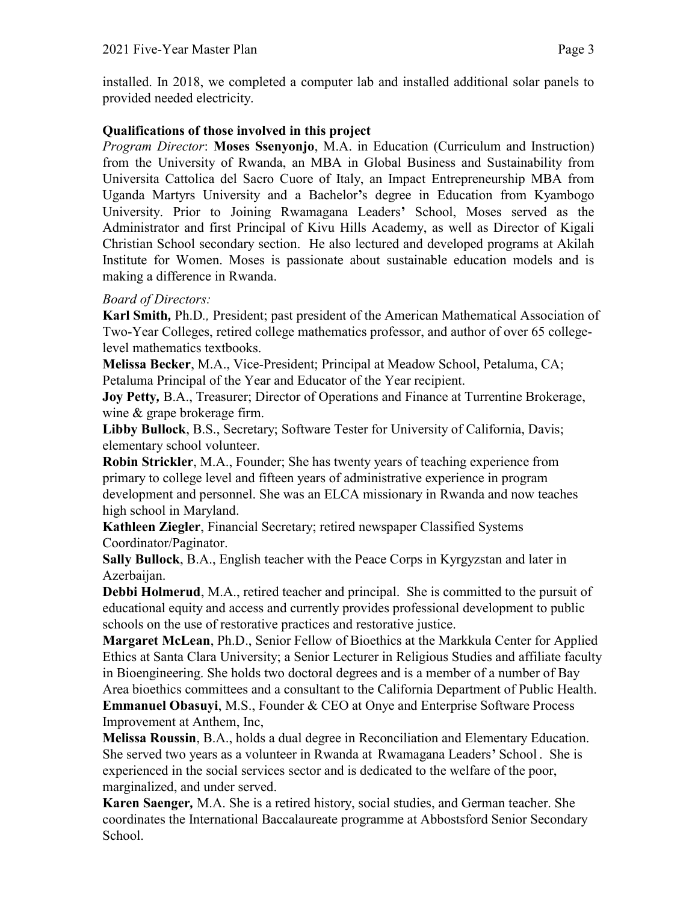installed. In 2018, we completed a computer lab and installed additional solar panels to provided needed electricity.

**Qualifications of those involved in this project**

*Program Director*: **Moses Ssenyonjo**, M.A. in Education (Curriculum and Instruction) from the University of Rwanda, an MBA in Global Business and Sustainability from Universita Cattolica del Sacro Cuore of Italy, an Impact Entrepreneurship MBA from Uganda Martyrs University and a Bachelor's degree in Education from Kyambogo University. Prior to Joining Rwamagana Leaders' School, Moses served as the Administrator and first Principal of Kivu Hills Academy, as well as Director of Kigali Christian School secondary section. He also lectured and developed programs at Akilah Institute for Women. Moses is passionate about sustainable education models and is making a difference in Rwanda.

*Board of Directors:*

**Karl Smith,** Ph.D*.,* President; past president of the American Mathematical Association of Two-Year Colleges, retired college mathematics professor, and author of over 65 college-level mathematics textbooks.

**Melissa Becker**, M.A., Vice-President; Principal at Meadow School, Petaluma, CA; Petaluma Principal of the Year and Educator of the Year recipient.

**Joy Petty,** B.A., Treasurer; Director of Operations and Finance at Turrentine Brokerage, wine & grape brokerage firm.

**Libby Bullock**, B.S., Secretary; Software Tester for University of California, Davis; elementary school volunteer.

**Robin Strickler**, M.A., Founder; She has twenty years of teaching experience from primary to college level and fifteen years of administrative experience in program development and personnel. She was an ELCA missionary in Rwanda and now teaches high school in Maryland.

**Kathleen Ziegler**, Financial Secretary; retired newspaper Classified Systems Coordinator/Paginator.

**Sally Bullock**, B.A., English teacher with the Peace Corps in Kyrgyzstan and later in Azerbaijan.

**Debbi Holmerud**, M.A., retired teacher and principal. She is committed to the pursuit of educational equity and access and currently provides professional development to public schools on the use of restorative practices and restorative justice.

**Margaret McLean**, Ph.D., Senior Fellow of Bioethics at the Markkula Center for Applied Ethics at Santa Clara University; a Senior Lecturer in Religious Studies and affiliate faculty in Bioengineering. She holds two doctoral degrees and is a member of a number of Bay Area bioethics committees and a consultant to the California Department of Public Health.

**Emmanuel Obasuyi**, M.S., Founder & CEO at Onye and Enterprise Software Process Improvement at Anthem, Inc,

**Melissa Roussin**, B.A., holds a dual degree in Reconciliation and Elementary Education. She served two years as a volunteer in Rwanda at Rwamagana Leaders' School . She is experienced in the social services sector and is dedicated to the welfare of the poor, marginalized, and under served.

**Karen Saenger***,* M.A. She is a retired history, social studies, and German teacher. She coordinates the International Baccalaureate programme at Abbostsford Senior Secondary School.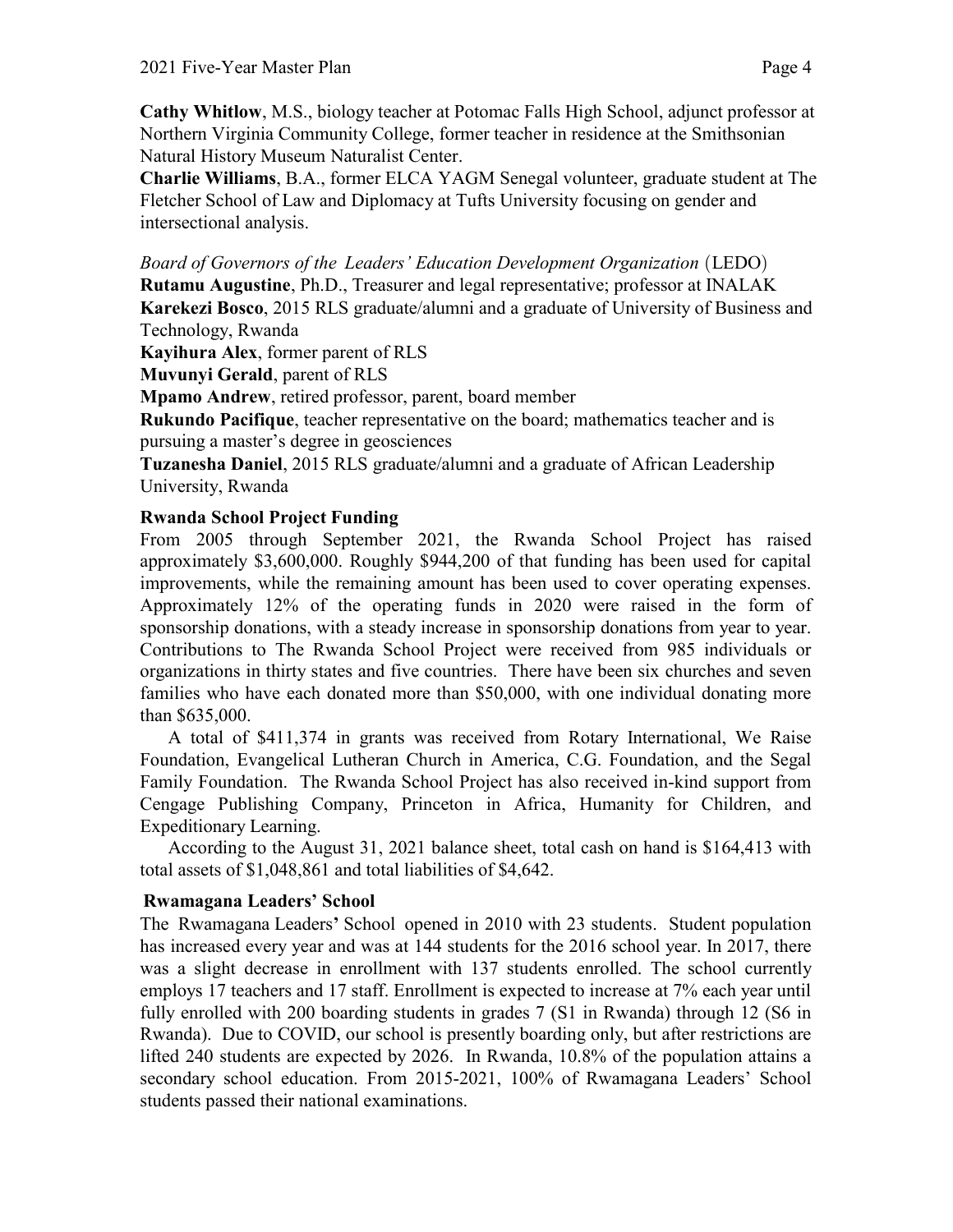**Cathy Whitlow**, M.S., biology teacher at Potomac Falls High School, adjunct professor at Northern Virginia Community College, former teacher in residence at the Smithsonian Natural History Museum Naturalist Center.

**Charlie Williams**, B.A., former ELCA YAGM Senegal volunteer, graduate student at The Fletcher School of Law and Diplomacy at Tufts University focusing on gender and intersectional analysis.

*Board of Governors of the Leaders' Education Development Organization* (LEDO)

**Rutamu Augustine**, Ph.D., Treasurer and legal representative; professor at INALAK

**Karekezi Bosco**, 2015 RLS graduate/alumni and a graduate of University of Business and Technology, Rwanda

**Kayihura Alex**, former parent of RLS

**Muvunyi Gerald**, parent of RLS

**Mpamo Andrew**, retired professor, parent, board member

**Rukundo Pacifique**, teacher representative on the board; mathematics teacher and is pursuing a master's degree in geosciences

**Tuzanesha Daniel**, 2015 RLS graduate/alumni and a graduate of African Leadership University, Rwanda

## Rwanda School Project Funding

From 2005 through September 2021, the Rwanda School Project has raised approximately $3,600,000. Roughly $944,200 of that funding has been used for capital improvements, while the remaining amount has been used to cover operating expenses. Approximately 12% of the operating funds in 2020 were raised in the form of sponsorship donations, with a steady increase in sponsorship donations from year to year. Contributions to The Rwanda School Project were received from 985 individuals or organizations in thirty states and five countries. There have been six churches and seven families who have each donated more than $50,000, with one individual donating more than $635,000.

A total of $411,374 in grants was received from Rotary International, We Raise Foundation, Evangelical Lutheran Church in America, C.G. Foundation, and the Segal Family Foundation. The Rwanda School Project has also received in-kind support from Cengage Publishing Company, Princeton in Africa, Humanity for Children, and Expeditionary Learning.

According to the August 31, 2021 balance sheet, total cash on hand is $164,413 with total assets of $1,048,861 and total liabilities of $4,642.

## Rwamagana Leaders' School

The Rwamagana Leaders' School opened in 2010 with 23 students. Student population has increased every year and was at 144 students for the 2016 school year. In 2017, there was a slight decrease in enrollment with 137 students enrolled. The school currently employs 17 teachers and 17 staff. Enrollment is expected to increase at 7% each year until fully enrolled with 200 boarding students in grades 7 (S1 in Rwanda) through 12 (S6 in Rwanda). Due to COVID, our school is presently boarding only, but after restrictions are lifted 240 students are expected by 2026. In Rwanda, 10.8% of the population attains a secondary school education. From 2015-2021, 100% of Rwamagana Leaders' School students passed their national examinations.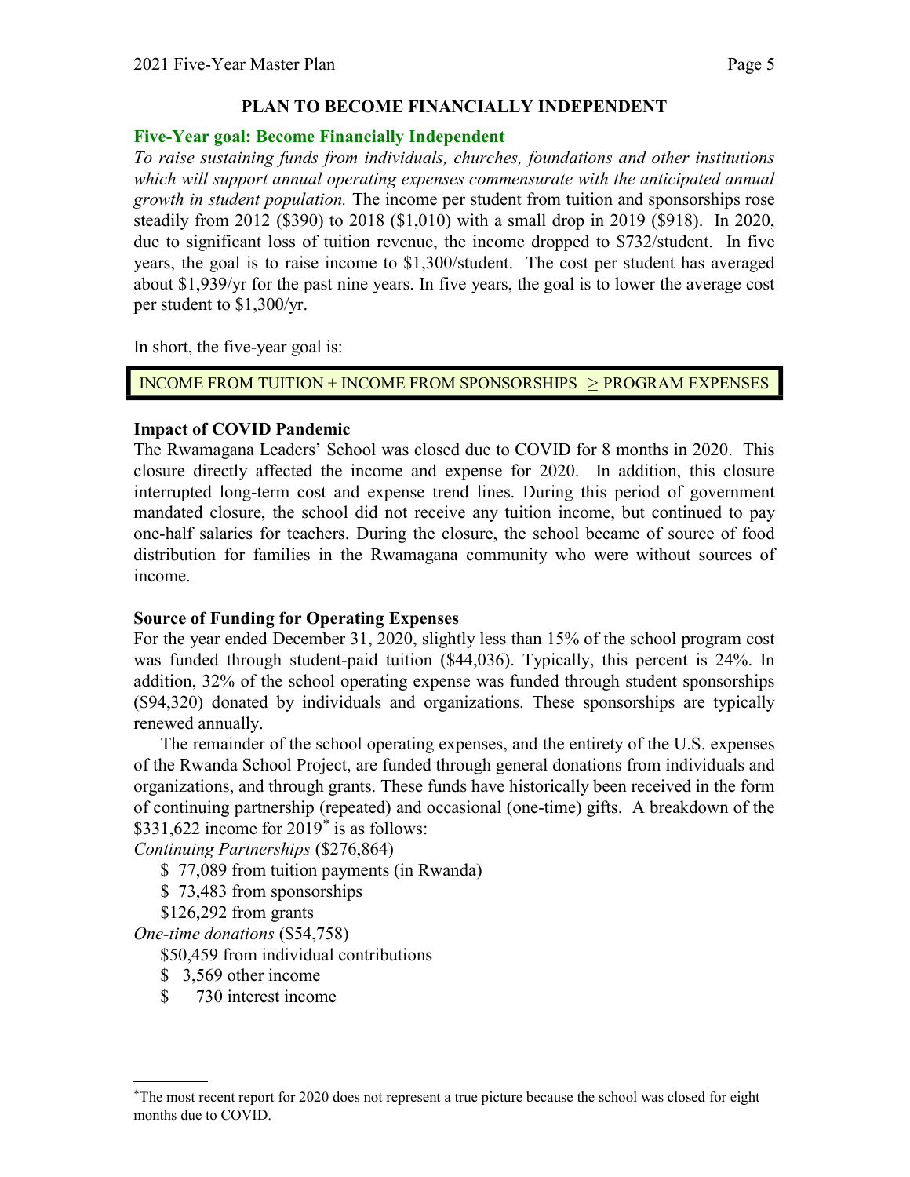## PLAN TO BECOME FINANCIALLY INDEPENDENT

### Five-Year goal: Become Financially Independent

*To raise sustaining funds from individuals, churches, foundations and other institutions which will support annual operating expenses commensurate with the anticipated annual growth in student population.* The income per student from tuition and sponsorships rose steadily from 2012 ($390) to 2018 ($1,010) with a small drop in 2019 ($918). In 2020, due to significant loss of tuition revenue, the income dropped to $732/student. In five years, the goal is to raise income to $1,300/student. The cost per student has averaged about $1,939/yr for the past nine years. In five years, the goal is to lower the average cost per student to $1,300/yr.

In short, the five-year goal:

| INCOME FROM TUITION + INCOME FROM SPONSORSHIPS ≥ PROGRAM EXPENSES |
|---|

**Impact of COVID Pandemic**

The Rwamagana Leaders' School was closed due to COVID for 8 months in 2020. This closure directly affected the income and expense for 2020. In addition, this closure interrupted long-term cost and expense trend lines. During this period of government mandated closure, the school did not receive any tuition income, but continued to pay one-half salaries for teachers. During the closure, the school became of source of food distribution for families in the Rwamagana community who were without sources of income.

**Source of Funding for Operating Expenses**

For the year ended December 31, 2020, slightly less than 15% of the school program cost was funded through student-paid tuition ($44,036). Typically, this percent is 24%. In addition, 32% of the school operating expense was funded through student sponsorships ($94,320) donated by individuals and organizations. These sponsorships are typically renewed annually.

The remainder of the school operating expenses, and the entirety of the U.S. expenses of the Rwanda School Project, are funded through general donations from individuals and organizations, and through grants. These funds have historically been received in the form of continuing partnership (repeated) and occasional (one-time) gifts. A breakdown of the $331,622 income for 2019* is as follows:

*Continuing Partnerships* ($276,864)

- $ 77,089 from tuition payments (in Rwanda)
- $ 73,483 from sponsorships
- $126,292 from grants

*One-time donations* ($54,758)

- $50,459 from individual contributions
- $ 3,569 other income
- $ 730 interest income

*The most recent report for 2020 does not represent a true picture because the school was closed for eight months due to COVID.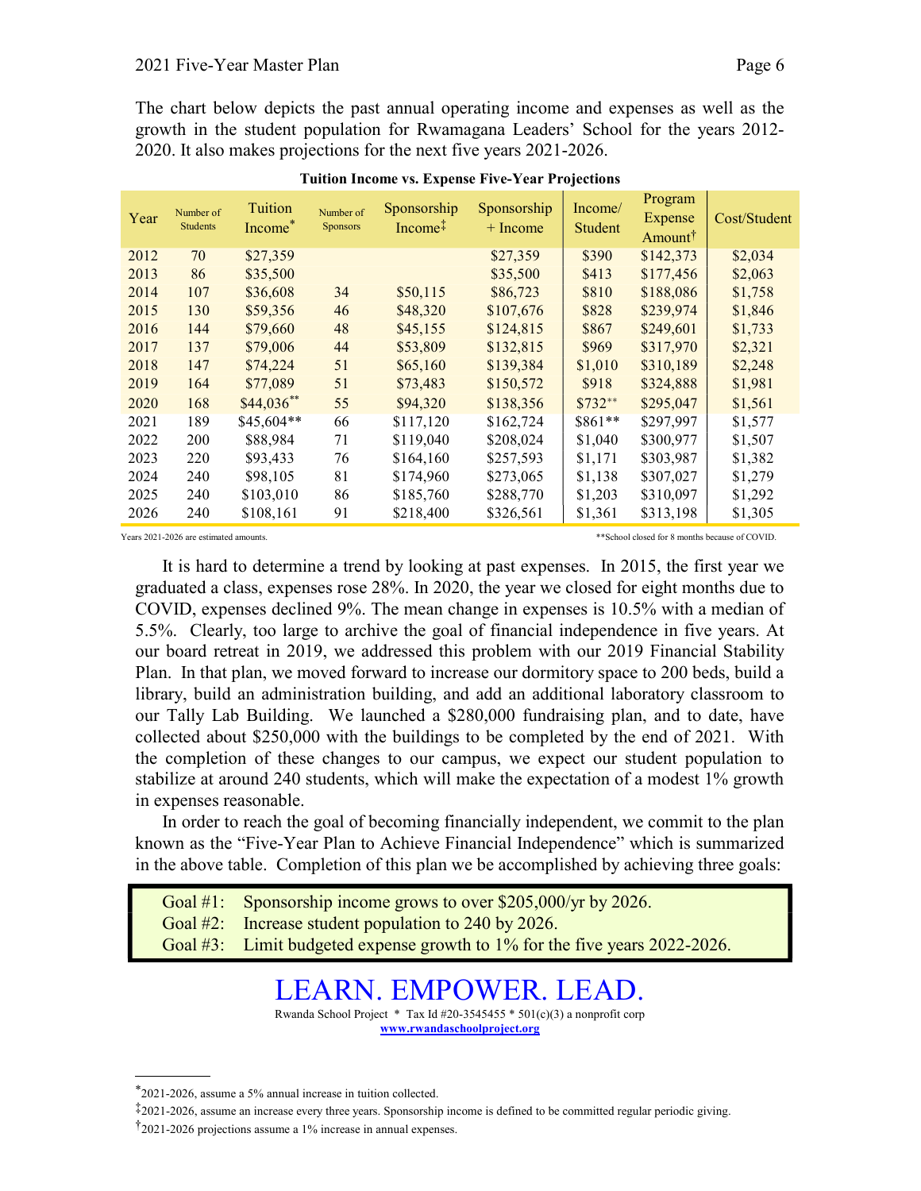The chart below depicts the past annual operating income and expenses as well as the growth in the student population for Rwamagana Leaders' School for the years 2012-2020. It also makes projections for the next five years 2021-2026.

**Tuition Income vs. Expense Five-Year Projections**

| Year | Number of Students | Tuition Income* | Number of Sponsors | Sponsorship Income‡ | Sponsorship + Income | Income/ Student | Program Expense Amount† | Cost/Student |
|---|---|---|---|---|---|---|---|---|
| 2012 | 70 | $27,359 | | | $27,359 | $390 | $142,373 | $2,034 |
| 2013 | 86 | $35,500 | | | $35,500 | $413 | $177,456 | $2,063 |
| 2014 | 107 | $36,608 | 34 | $50,115 | $86,723 | $810 | $188,086 | $1,758 |
| 2015 | 130 | $59,356 | 46 | $48,320 | $107,676 | $828 | $239,974 | $1,846 |
| 2016 | 144 | $79,660 | 48 | $45,155 | $124,815 | $867 | $249,601 | $1,733 |
| 2017 | 137 | $79,006 | 44 | $53,809 | $132,815 | $969 | $317,970 | $2,321 |
| 2018 | 147 | $74,224 | 51 | $65,160 | $139,384 | $1,010 | $310,189 | $2,248 |
| 2019 | 164 | $77,089 | 51 | $73,483 | $150,572 | $918 | $324,888 | $1,981 |
| 2020 | 168 | $44,036** | 55 | $94,320 | $138,356 | $732** | $295,047 | $1,561 |
| 2021 | 189 | $45,604** | 66 | $117,120 | $162,724 | $861** | $297,997 | $1,577 |
| 2022 | 200 | $88,984 | 71 | $119,040 | $208,024 | $1,040 | $300,977 | $1,507 |
| 2023 | 220 | $93,433 | 76 | $164,160 | $257,593 | $1,171 | $303,987 | $1,382 |
| 2024 | 240 | $98,105 | 81 | $174,960 | $273,065 | $1,138 | $307,027 | $1,279 |
| 2025 | 240 | $103,010 | 86 | $185,760 | $288,770 | $1,203 | $310,097 | $1,292 |
| 2026 | 240 | $108,161 | 91 | $218,400 | $326,561 | $1,361 | $313,198 | $1,305 |

Years 2021-2026 are estimated amounts. **School closed for 8 months because of COVID.

It is hard to determine a trend by looking at past expenses. In 2015, the first year we graduated a class, expenses rose 28%. In 2020, the year we closed for eight months due to COVID, expenses declined 9%. The mean change in expenses is 10.5% with a median of 5.5%. Clearly, too large to archive the goal of financial independence in five years. At our board retreat in 2019, we addressed this problem with our 2019 Financial Stability Plan. In that plan, we moved forward to increase our dormitory space to 200 beds, build a library, build an administration building, and add an additional laboratory classroom to our Tally Lab Building. We launched a $280,000 fundraising plan, and to date, have collected about $250,000 with the buildings to be completed by the end of 2021. With the completion of these changes to our campus, we expect our student population to stabilize at around 240 students, which will make the expectation of a modest 1% growth in expenses reasonable.

In order to reach the goal of becoming financially independent, we commit to the plan known as the "Five-Year Plan to Achieve Financial Independence" which is summarized in the above table. Completion of this plan we be accomplished by achieving three goals:

- Goal #1: Sponsorship income grows to over $205,000/yr by 2026.
- Goal #2: Increase student population to 240 by 2026.
- Goal #3: Limit budgeted expense growth to 1% for the five years 2022-2026.

LEARN. EMPOWER. LEAD.

Rwanda School Project * Tax Id #20-3545455 * 501(c)(3) a nonprofit corp
**www.rwandaschoolproject.org**

---

*2021-2026, assume a 5% annual increase in tuition collected.

‡2021-2026, assume an increase every three years. Sponsorship income is defined to be committed regular periodic giving.

†2021-2026 projections assume a 1% increase in annual expenses.